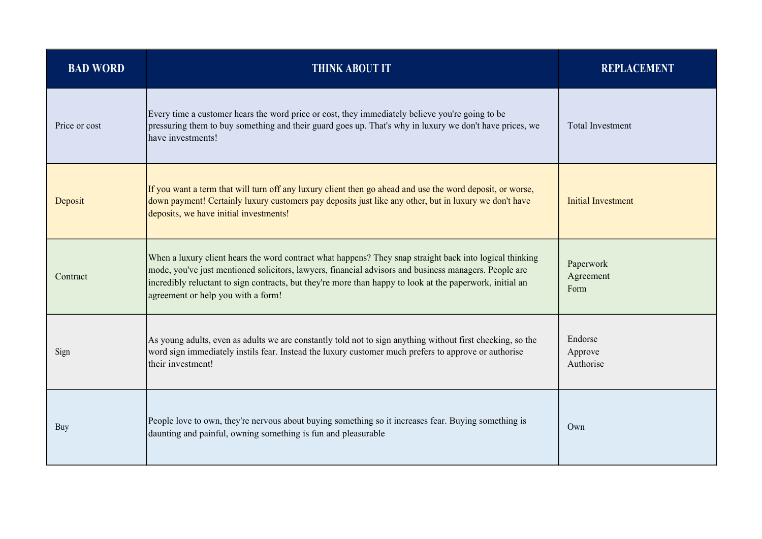| BAD WORD | THINK ABOUT IT | REPLACEMENT |
|---|---|---|
| Price or cost | Every time a customer hears the word price or cost, they immediately believe you're going to be pressuring them to buy something and their guard goes up. That's why in luxury we don't have prices, we have investments! | Total Investment |
| Deposit | If you want a term that will turn off any luxury client then go ahead and use the word deposit, or worse, down payment! Certainly luxury customers pay deposits just like any other, but in luxury we don't have deposits, we have initial investments! | Initial Investment |
| Contract | When a luxury client hears the word contract what happens? They snap straight back into logical thinking mode, you've just mentioned solicitors, lawyers, financial advisors and business managers. People are incredibly reluctant to sign contracts, but they're more than happy to look at the paperwork, initial an agreement or help you with a form! | Paperwork<br>Agreement<br>Form |
| Sign | As young adults, even as adults we are constantly told not to sign anything without first checking, so the word sign immediately instils fear. Instead the luxury customer much prefers to approve or authorise their investment! | Endorse<br>Approve<br>Authorise |
| Buy | People love to own, they're nervous about buying something so it increases fear. Buying something is daunting and painful, owning something is fun and pleasurable | Own |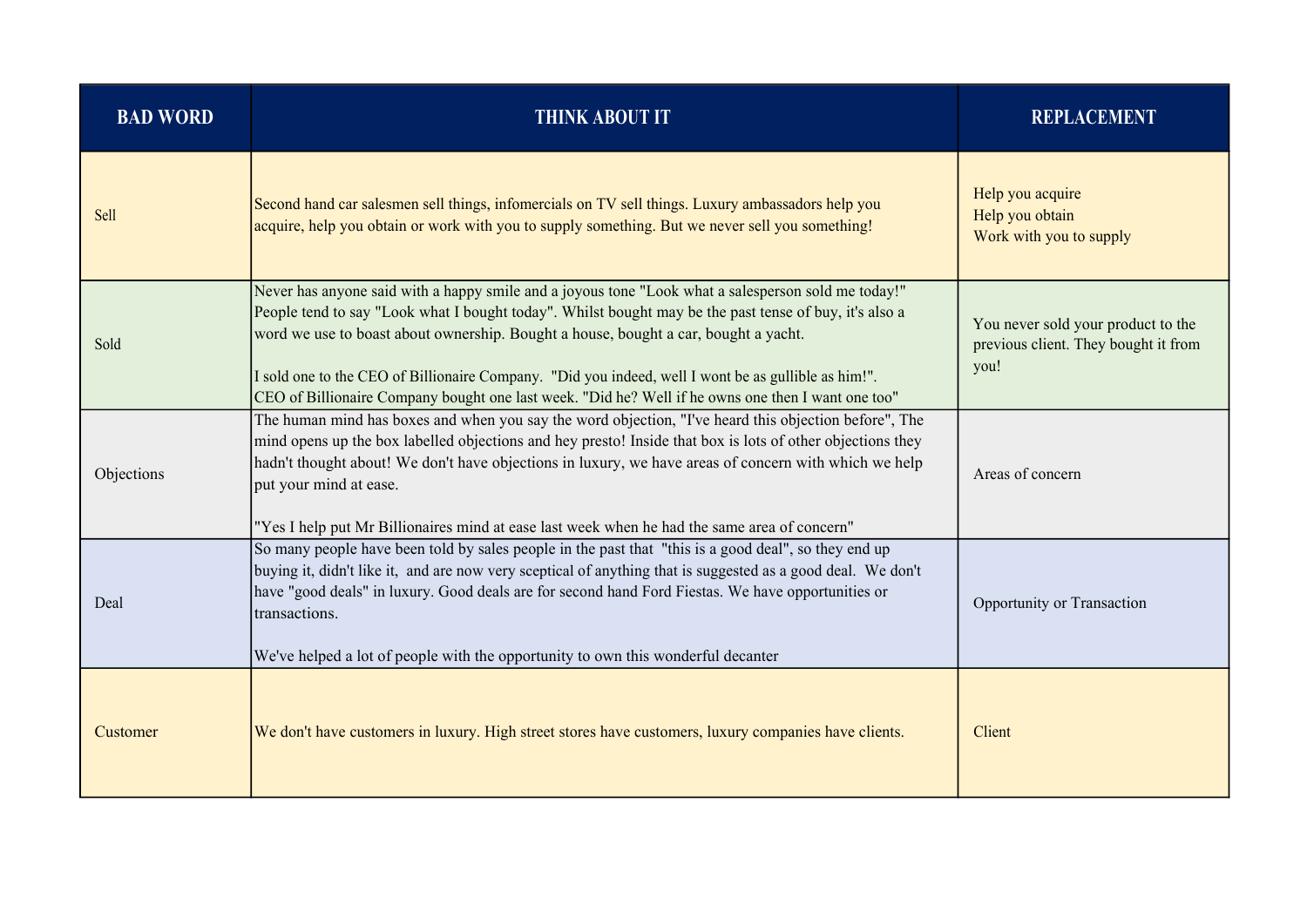| BAD WORD | THINK ABOUT IT | REPLACEMENT |
|---|---|---|
| Sell | Second hand car salesmen sell things, infomercials on TV sell things. Luxury ambassadors help you acquire, help you obtain or work with you to supply something. But we never sell you something! | Help you acquire<br>Help you obtain<br>Work with you to supply |
| Sold | Never has anyone said with a happy smile and a joyous tone "Look what a salesperson sold me today!" People tend to say "Look what I bought today". Whilst bought may be the past tense of buy, it's also a word we use to boast about ownership. Bought a house, bought a car, bought a yacht.<br><br>I sold one to the CEO of Billionaire Company. "Did you indeed, well I wont be as gullible as him!".<br>CEO of Billionaire Company bought one last week. "Did he? Well if he owns one then I want one too" | You never sold your product to the previous client. They bought it from you! |
| Objections | The human mind has boxes and when you say the word objection, "I've heard this objection before", The mind opens up the box labelled objections and hey presto! Inside that box is lots of other objections they hadn't thought about! We don't have objections in luxury, we have areas of concern with which we help put your mind at ease.<br><br>"Yes I help put Mr Billionaires mind at ease last week when he had the same area of concern" | Areas of concern |
| Deal | So many people have been told by sales people in the past that "this is a good deal", so they end up buying it, didn't like it, and are now very sceptical of anything that is suggested as a good deal. We don't have "good deals" in luxury. Good deals are for second hand Ford Fiestas. We have opportunities or transactions.<br><br>We've helped a lot of people with the opportunity to own this wonderful decanter | Opportunity or Transaction |
| Customer | We don't have customers in luxury. High street stores have customers, luxury companies have clients. | Client |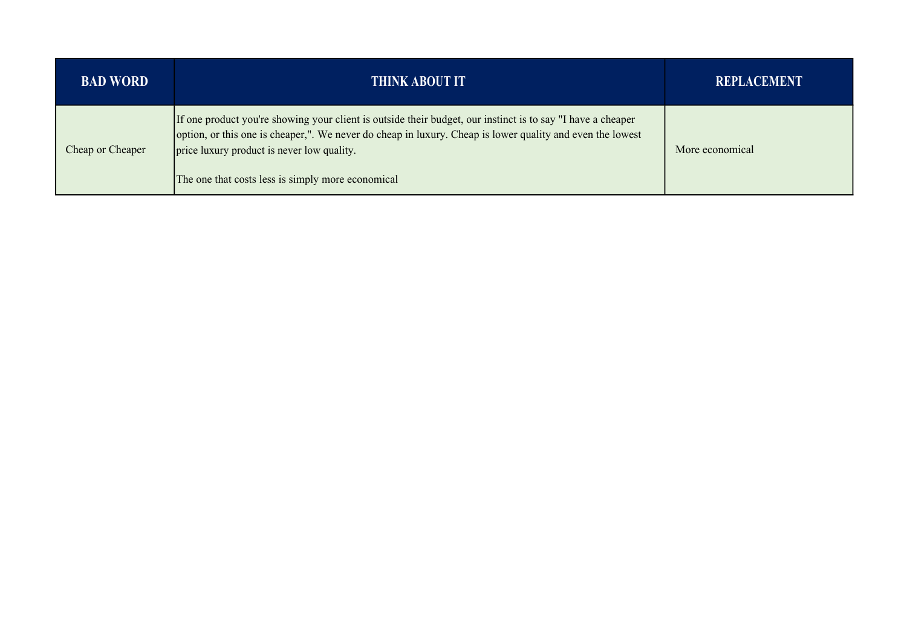| BAD WORD | THINK ABOUT IT | REPLACEMENT |
| --- | --- | --- |
| Cheap or Cheaper | If one product you're showing your client is outside their budget, our instinct is to say "I have a cheaper option, or this one is cheaper,". We never do cheap in luxury. Cheap is lower quality and even the lowest price luxury product is never low quality.<br><br>The one that costs less is simply more economical | More economical |